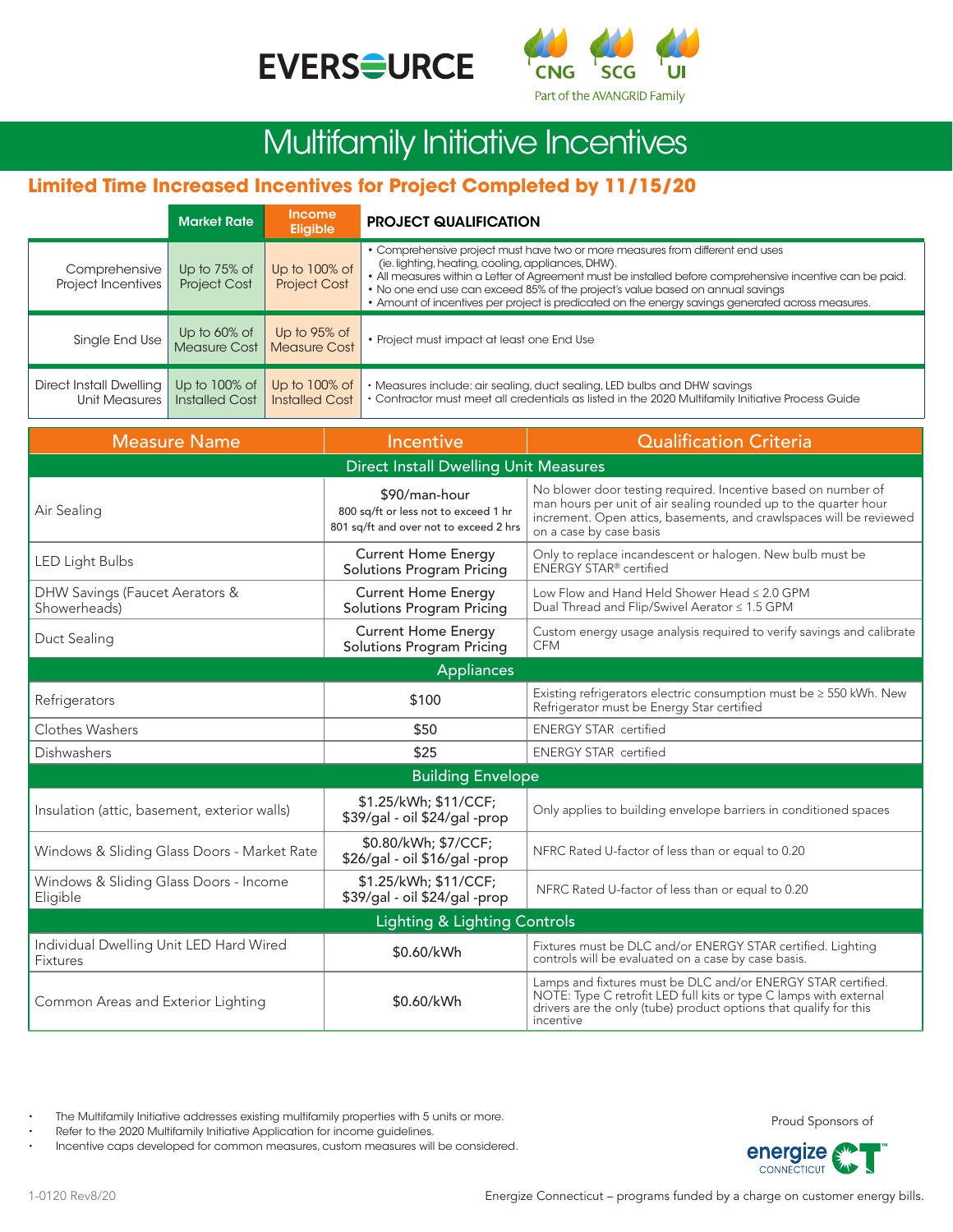EVERSOURCE

CNG SCG UI

Part of the AVANGRID Family

# Multifamily Initiative Incentives

## Limited Time Increased Incentives for Project Completed by 11/15/20

| | Market Rate | Income Eligible | PROJECT QUALIFICATION |
|---|---|---|---|
| Comprehensive Project Incentives | Up to 75% of Project Cost | Up to 100% of Project Cost | • Comprehensive project must have two or more measures from different end uses (ie. lighting, heating, cooling, appliances, DHW).<br>• All measures within a Letter of Agreement must be installed before comprehensive incentive can be paid.<br>• No one end use can exceed 85% of the project's value based on annual savings<br>• Amount of incentives per project is predicated on the energy savings generated across measures. |
| Single End Use | Up to 60% of Measure Cost | Up to 95% of Measure Cost | • Project must impact at least one End Use |
| Direct Install Dwelling Unit Measures | Up to 100% of Installed Cost | Up to 100% of Installed Cost | • Measures include: air sealing, duct sealing, LED bulbs and DHW savings<br>• Contractor must meet all credentials as listed in the 2020 Multifamily Initiative Process Guide |

| Measure Name | Incentive | Qualification Criteria |
|---|---|---|
| **Direct Install Dwelling Unit Measures** | | |
| Air Sealing | $90/man-hour<br>800 sq/ft or less not to exceed 1 hr<br>801 sq/ft and over not to exceed 2 hrs | No blower door testing required. Incentive based on number of man hours per unit of air sealing rounded up to the quarter hour increment. Open attics, basements, and crawlspaces will be reviewed on a case by case basis |
| LED Light Bulbs | Current Home Energy Solutions Program Pricing | Only to replace incandescent or halogen. New bulb must be ENERGY STAR® certified |
| DHW Savings (Faucet Aerators & Showerheads) | Current Home Energy Solutions Program Pricing | Low Flow and Hand Held Shower Head ≤ 2.0 GPM<br>Dual Thread and Flip/Swivel Aerator ≤ 1.5 GPM |
| Duct Sealing | Current Home Energy Solutions Program Pricing | Custom energy usage analysis required to verify savings and calibrate CFM |
| **Appliances** | | |
| Refrigerators | $100 | Existing refrigerators electric consumption must be ≥ 550 kWh. New Refrigerator must be Energy Star certified |
| Clothes Washers | $50 | ENERGY STAR certified |
| Dishwashers | $25 | ENERGY STAR certified |
| **Building Envelope** | | |
| Insulation (attic, basement, exterior walls) | $1.25/kWh; $11/CCF;<br>$39/gal - oil $24/gal -prop | Only applies to building envelope barriers in conditioned spaces |
| Windows & Sliding Glass Doors - Market Rate | $0.80/kWh; $7/CCF;<br>$26/gal - oil $16/gal -prop | NFRC Rated U-factor of less than or equal to 0.20 |
| Windows & Sliding Glass Doors - Income Eligible | $1.25/kWh; $11/CCF;<br>$39/gal - oil $24/gal -prop | NFRC Rated U-factor of less than or equal to 0.20 |
| **Lighting & Lighting Controls** | | |
| Individual Dwelling Unit LED Hard Wired Fixtures | $0.60/kWh | Fixtures must be DLC and/or ENERGY STAR certified. Lighting controls will be evaluated on a case by case basis. |
| Common Areas and Exterior Lighting | $0.60/kWh | Lamps and fixtures must be DLC and/or ENERGY STAR certified. NOTE: Type C retrofit LED full kits or type C lamps with external drivers are the only (tube) product options that qualify for this incentive |

- The Multifamily Initiative addresses existing multifamily properties with 5 units or more.
- Refer to the 2020 Multifamily Initiative Application for income guidelines.
- Incentive caps developed for common measures, custom measures will be considered.

Proud Sponsors of energize CONNECTICUT

1-0120 Rev8/20

Energize Connecticut – programs funded by a charge on customer energy bills.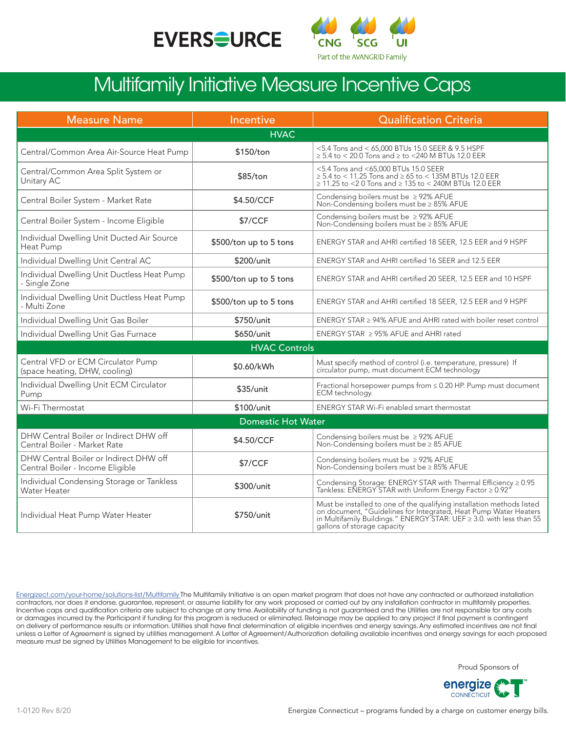# Multifamily Initiative Measure Incentive Caps

| Measure Name | Incentive | Qualification Criteria |
|---|---|---|
| **HVAC** | | |
| Central/Common Area Air-Source Heat Pump | $150/ton | <5.4 Tons and < 65,000 BTUs 15.0 SEER & 9.5 HSPF<br>≥ 5.4 to < 20.0 Tons and ≥ to <240 M BTUs 12.0 EER |
| Central/Common Area Split System or Unitary AC | $85/ton | <5.4 Tons and <65,000 BTUs 15.0 SEER<br>≥ 5.4 to < 11.25 Tons and ≥ 65 to < 135M BTUs 12.0 EER<br>≥ 11.25 to <2 0 Tons and ≥ 135 to < 240M BTUs 12.0 EER |
| Central Boiler System - Market Rate | $4.50/CCF | Condensing boilers must be ≥ 92% AFUE<br>Non-Condensing boilers must be ≥ 85% AFUE |
| Central Boiler System - Income Eligible | $7/CCF | Condensing boilers must be ≥ 92% AFUE<br>Non-Condensing boilers must be ≥ 85% AFUE |
| Individual Dwelling Unit Ducted Air Source Heat Pump | $500/ton up to 5 tons | ENERGY STAR and AHRI certified 18 SEER, 12.5 EER and 9 HSPF |
| Individual Dwelling Unit Central AC | $200/unit | ENERGY STAR and AHRI certified 16 SEER and 12.5 EER |
| Individual Dwelling Unit Ductless Heat Pump - Single Zone | $500/ton up to 5 tons | ENERGY STAR and AHRI certified 20 SEER, 12.5 EER and 10 HSPF |
| Individual Dwelling Unit Ductless Heat Pump - Multi Zone | $500/ton up to 5 tons | ENERGY STAR and AHRI certified 18 SEER, 12.5 EER and 9 HSPF |
| Individual Dwelling Unit Gas Boiler | $750/unit | ENERGY STAR ≥ 94% AFUE and AHRI rated with boiler reset control |
| Individual Dwelling Unit Gas Furnace | $650/unit | ENERGY STAR ≥ 95% AFUE and AHRI rated |
| **HVAC Controls** | | |
| Central VFD or ECM Circulator Pump (space heating, DHW, cooling) | $0.60/kWh | Must specify method of control (i.e. temperature, pressure) If circulator pump, must document ECM technology |
| Individual Dwelling Unit ECM Circulator Pump | $35/unit | Fractional horsepower pumps from ≤ 0.20 HP. Pump must document ECM technology. |
| Wi-Fi Thermostat | $100/unit | ENERGY STAR Wi-Fi enabled smart thermostat |
| **Domestic Hot Water** | | |
| DHW Central Boiler or Indirect DHW off Central Boiler - Market Rate | $4.50/CCF | Condensing boilers must be ≥ 92% AFUE<br>Non-Condensing boilers must be ≥ 85 AFUE |
| DHW Central Boiler or Indirect DHW off Central Boiler - Income Eligible | $7/CCF | Condensing boilers must be ≥ 92% AFUE<br>Non-Condensing boilers must be ≥ 85% AFUE |
| Individual Condensing Storage or Tankless Water Heater | $300/unit | Condensing Storage: ENERGY STAR with Thermal Efficiency ≥ 0.95<br>Tankless: ENERGY STAR with Uniform Energy Factor ≥ 0.92" |
| Individual Heat Pump Water Heater | $750/unit | Must be installed to one of the qualifying installation methods listed on document, "Guidelines for Integrated, Heat Pump Water Heaters in Multifamily Buildings." ENERGY STAR: UEF ≥ 3.0. with less than 55 gallons of storage capacity |

Energizect.com/your-home/solutions-list/Multifamily The Multifamily Initiative is an open market program that does not have any contracted or authorized installation contractors, nor does it endorse, guarantee, represent, or assume liability for any work proposed or carried out by any installation contractor in multifamily properties. Incentive caps and qualification criteria are subject to change at any time. Availability of funding is not guaranteed and the Utilities are not responsible for any costs or damages incurred by the Participant if funding for this program is reduced or eliminated. Retainage may be applied to any project if final payment is contingent on delivery of performance results or information. Utilities shall have final determination of eligible incentives and energy savings. Any estimated incentives are not final unless a Letter of Agreement is signed by utilities management. A Letter of Agreement/Authorization detailing available incentives and energy savings for each proposed measure must be signed by Utilities Management to be eligible for incentives.

Proud Sponsors of energize CONNECTICUT

1-0120 Rev 8/20

Energize Connecticut – programs funded by a charge on customer energy bills.